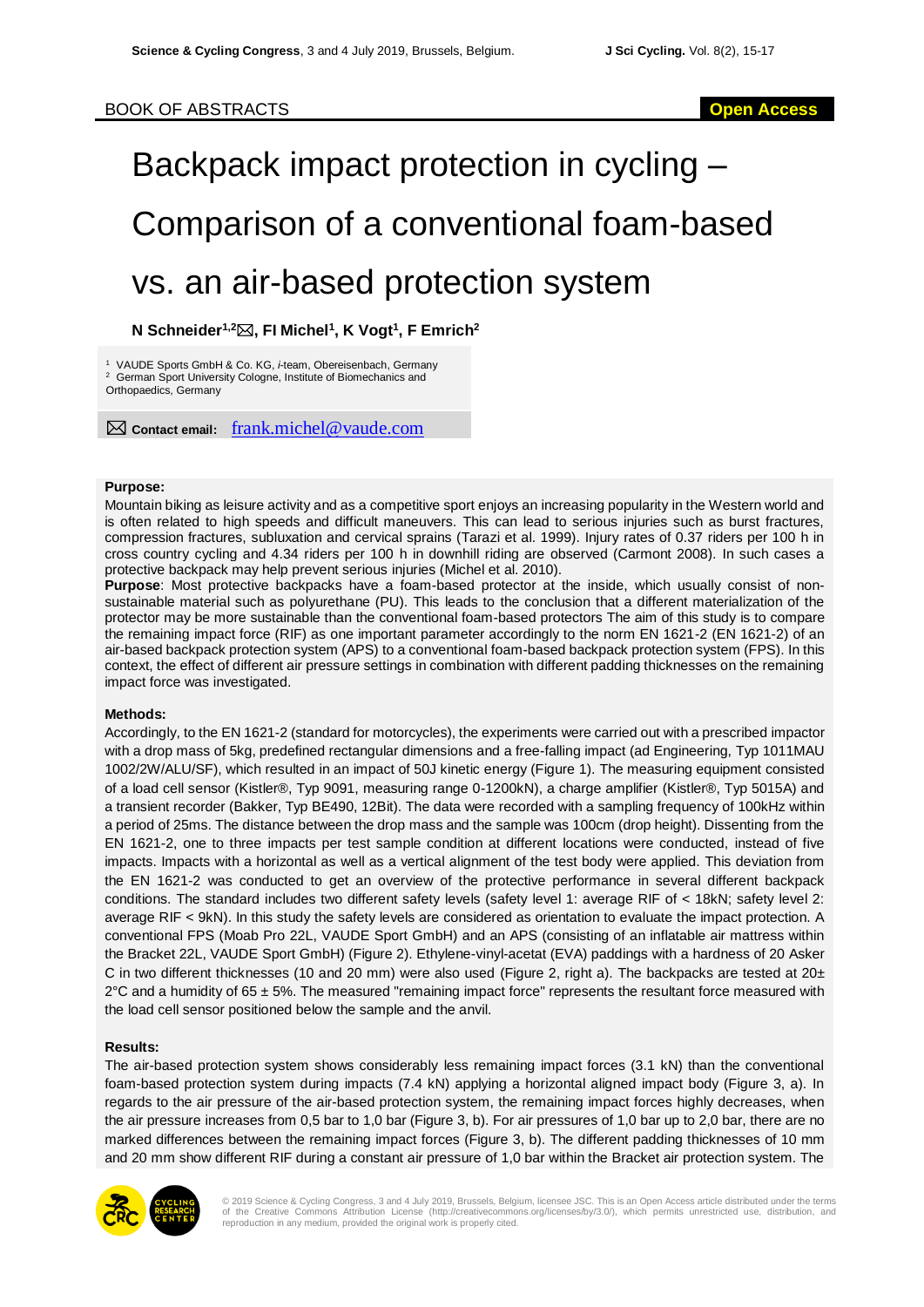BOOK OF ABSTRACTS

Open Access

# Backpack impact protection in cycling – Comparison of a conventional foam-based vs. an air-based protection system

**N Schneider[1,2]✉, FI Michel[1], K Vogt[1], F Emrich[2]**

[1] VAUDE Sports GmbH & Co. KG, *i*-team, Obereisenbach, Germany
[2] German Sport University Cologne, Institute of Biomechanics and Orthopaedics, Germany

✉ **Contact email:** frank.michel@vaude.com

**Purpose:**

Mountain biking as leisure activity and as a competitive sport enjoys an increasing popularity in the Western world and is often related to high speeds and difficult maneuvers. This can lead to serious injuries such as burst fractures, compression fractures, subluxation and cervical sprains (Tarazi et al. 1999). Injury rates of 0.37 riders per 100 h in cross country cycling and 4.34 riders per 100 h in downhill riding are observed (Carmont 2008). In such cases a protective backpack may help prevent serious injuries (Michel et al. 2010).

**Purpose**: Most protective backpacks have a foam-based protector at the inside, which usually consist of non-sustainable material such as polyurethane (PU). This leads to the conclusion that a different materialization of the protector may be more sustainable than the conventional foam-based protectors The aim of this study is to compare the remaining impact force (RIF) as one important parameter accordingly to the norm EN 1621-2 (EN 1621-2) of an air-based backpack protection system (APS) to a conventional foam-based backpack protection system (FPS). In this context, the effect of different air pressure settings in combination with different padding thicknesses on the remaining impact force was investigated.

**Methods:**

Accordingly, to the EN 1621-2 (standard for motorcycles), the experiments were carried out with a prescribed impactor with a drop mass of 5kg, predefined rectangular dimensions and a free-falling impact (ad Engineering, Typ 1011MAU 1002/2W/ALU/SF), which resulted in an impact of 50J kinetic energy (Figure 1). The measuring equipment consisted of a load cell sensor (Kistler®, Typ 9091, measuring range 0-1200kN), a charge amplifier (Kistler®, Typ 5015A) and a transient recorder (Bakker, Typ BE490, 12Bit). The data were recorded with a sampling frequency of 100kHz within a period of 25ms. The distance between the drop mass and the sample was 100cm (drop height). Dissenting from the EN 1621-2, one to three impacts per test sample condition at different locations were conducted, instead of five impacts. Impacts with a horizontal as well as a vertical alignment of the test body were applied. This deviation from the EN 1621-2 was conducted to get an overview of the protective performance in several different backpack conditions. The standard includes two different safety levels (safety level 1: average RIF of < 18kN; safety level 2: average RIF < 9kN). In this study the safety levels are considered as orientation to evaluate the impact protection. A conventional FPS (Moab Pro 22L, VAUDE Sport GmbH) and an APS (consisting of an inflatable air mattress within the Bracket 22L, VAUDE Sport GmbH) (Figure 2). Ethylene-vinyl-acetat (EVA) paddings with a hardness of 20 Asker C in two different thicknesses (10 and 20 mm) were also used (Figure 2, right a). The backpacks are tested at 20± 2°C and a humidity of 65 ± 5%. The measured "remaining impact force" represents the resultant force measured with the load cell sensor positioned below the sample and the anvil.

**Results:**

The air-based protection system shows considerably less remaining impact forces (3.1 kN) than the conventional foam-based protection system during impacts (7.4 kN) applying a horizontal aligned impact body (Figure 3, a). In regards to the air pressure of the air-based protection system, the remaining impact forces highly decreases, when the air pressure increases from 0,5 bar to 1,0 bar (Figure 3, b). For air pressures of 1,0 bar up to 2,0 bar, there are no marked differences between the remaining impact forces (Figure 3, b). The different padding thicknesses of 10 mm and 20 mm show different RIF during a constant air pressure of 1,0 bar within the Bracket air protection system. The

© 2019 Science & Cycling Congress, 3 and 4 July 2019, Brussels, Belgium, licensee JSC. This is an Open Access article distributed under the terms of the Creative Commons Attribution License (http://creativecommons.org/licenses/by/3.0/), which permits unrestricted use, distribution, and reproduction in any medium, provided the original work is properly cited.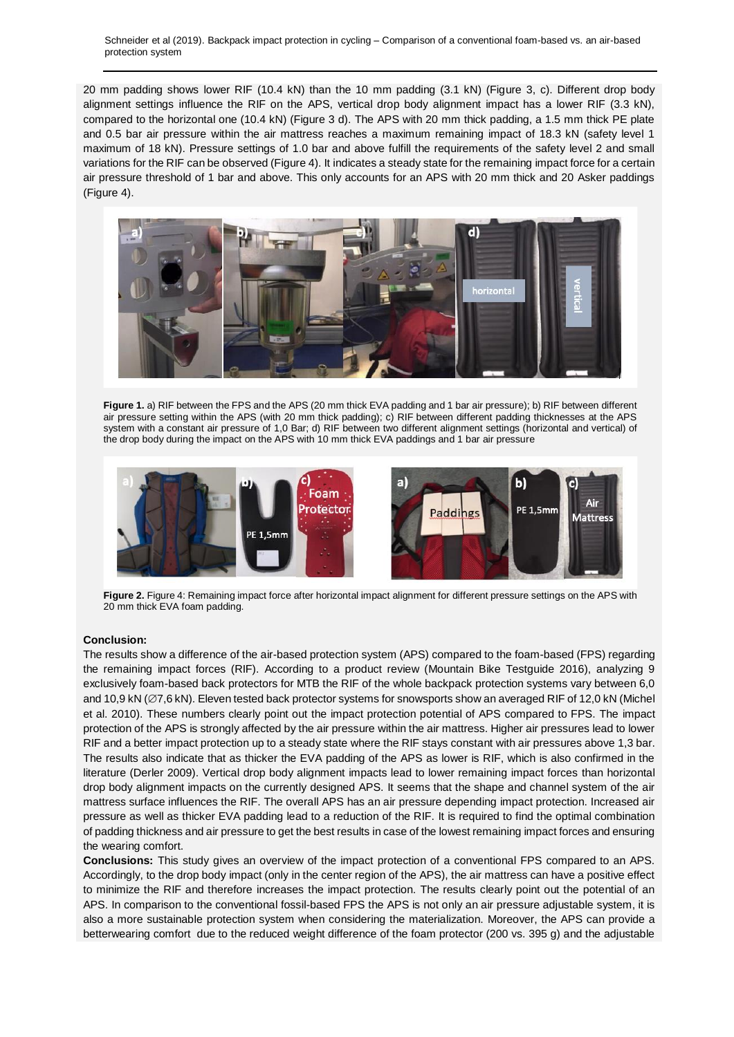20 mm padding shows lower RIF (10.4 kN) than the 10 mm padding (3.1 kN) (Figure 3, c). Different drop body alignment settings influence the RIF on the APS, vertical drop body alignment impact has a lower RIF (3.3 kN), compared to the horizontal one (10.4 kN) (Figure 3 d). The APS with 20 mm thick padding, a 1.5 mm thick PE plate and 0.5 bar air pressure within the air mattress reaches a maximum remaining impact of 18.3 kN (safety level 1 maximum of 18 kN). Pressure settings of 1.0 bar and above fulfill the requirements of the safety level 2 and small variations for the RIF can be observed (Figure 4). It indicates a steady state for the remaining impact force for a certain air pressure threshold of 1 bar and above. This only accounts for an APS with 20 mm thick and 20 Asker paddings (Figure 4).

**Figure 1.** a) RIF between the FPS and the APS (20 mm thick EVA padding and 1 bar air pressure); b) RIF between different air pressure setting within the APS (with 20 mm thick padding); c) RIF between different padding thicknesses at the APS system with a constant air pressure of 1,0 Bar; d) RIF between two different alignment settings (horizontal and vertical) of the drop body during the impact on the APS with 10 mm thick EVA paddings and 1 bar air pressure

**Figure 2.** Figure 4: Remaining impact force after horizontal impact alignment for different pressure settings on the APS with 20 mm thick EVA foam padding.

**Conclusion:**

The results show a difference of the air-based protection system (APS) compared to the foam-based (FPS) regarding the remaining impact forces (RIF). According to a product review (Mountain Bike Testguide 2016), analyzing 9 exclusively foam-based back protectors for MTB the RIF of the whole backpack protection systems vary between 6,0 and 10,9 kN (∅7,6 kN). Eleven tested back protector systems for snowsports show an averaged RIF of 12,0 kN (Michel et al. 2010). These numbers clearly point out the impact protection potential of APS compared to FPS. The impact protection of the APS is strongly affected by the air pressure within the air mattress. Higher air pressures lead to lower RIF and a better impact protection up to a steady state where the RIF stays constant with air pressures above 1,3 bar. The results also indicate that as thicker the EVA padding of the APS as lower is RIF, which is also confirmed in the literature (Derler 2009). Vertical drop body alignment impacts lead to lower remaining impact forces than horizontal drop body alignment impacts on the currently designed APS. It seems that the shape and channel system of the air mattress surface influences the RIF. The overall APS has an air pressure depending impact protection. Increased air pressure as well as thicker EVA padding lead to a reduction of the RIF. It is required to find the optimal combination of padding thickness and air pressure to get the best results in case of the lowest remaining impact forces and ensuring the wearing comfort.

**Conclusions:** This study gives an overview of the impact protection of a conventional FPS compared to an APS. Accordingly, to the drop body impact (only in the center region of the APS), the air mattress can have a positive effect to minimize the RIF and therefore increases the impact protection. The results clearly point out the potential of an APS. In comparison to the conventional fossil-based FPS the APS is not only an air pressure adjustable system, it is also a more sustainable protection system when considering the materialization. Moreover, the APS can provide a betterwearing comfort due to the reduced weight difference of the foam protector (200 vs. 395 g) and the adjustable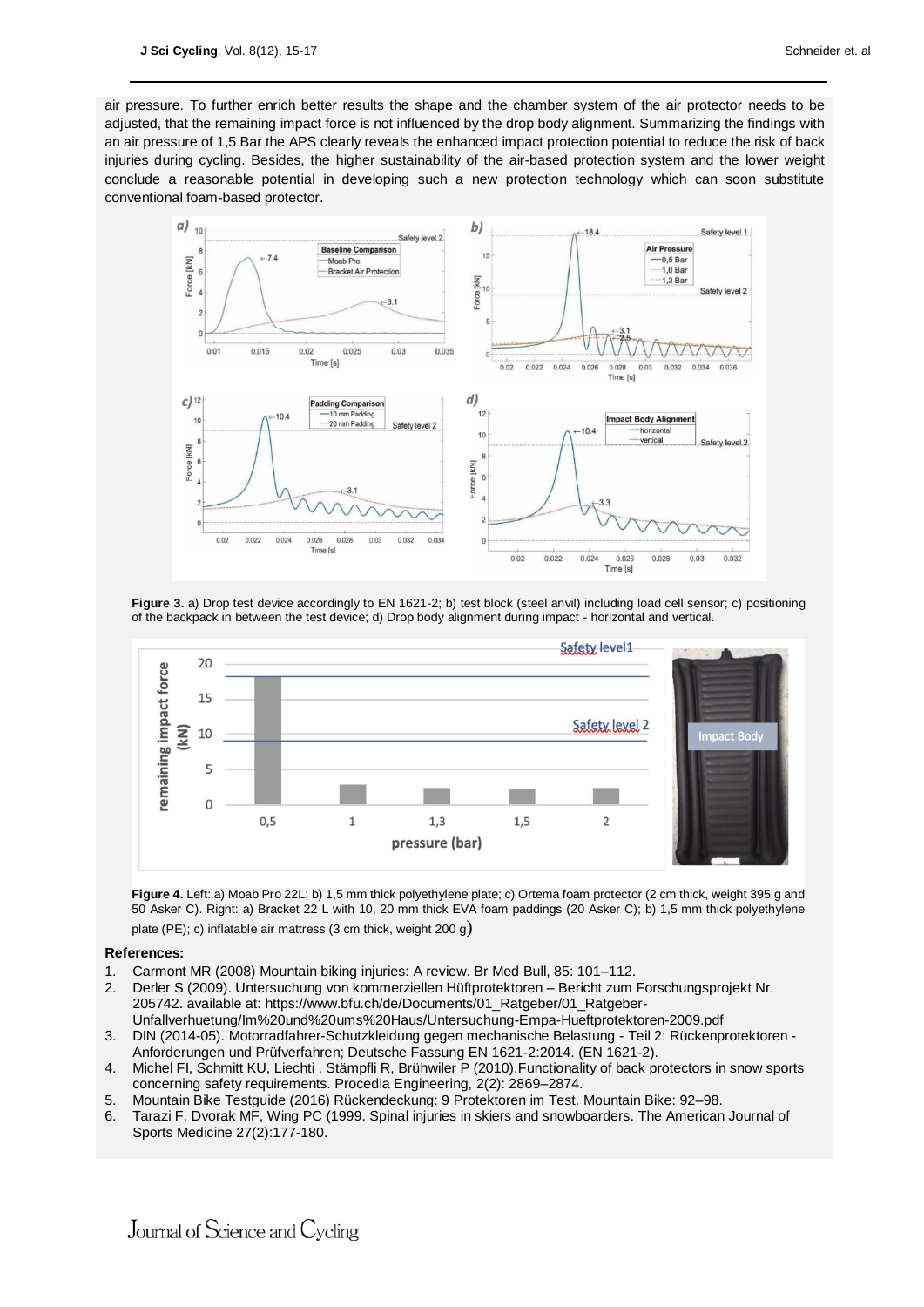air pressure. To further enrich better results the shape and the chamber system of the air protector needs to be adjusted, that the remaining impact force is not influenced by the drop body alignment. Summarizing the findings with an air pressure of 1,5 Bar the APS clearly reveals the enhanced impact protection potential to reduce the risk of back injuries during cycling. Besides, the higher sustainability of the air-based protection system and the lower weight conclude a reasonable potential in developing such a new protection technology which can soon substitute conventional foam-based protector.

a)
Baseline Comparison
Moab Pro
Bracket Air Protection
Safety level 2
←7.4
←3.1
Force [kN]
Time [s]

b)
Air Pressure
0,5 Bar
1,0 Bar
1,3 Bar
Safety level 1
Safety level 2
←18.4
←3.1
2.5
Force [kN]
Time [s]

c)
Padding Comparison
10 mm Padding
20 mm Padding
Safety level 2
←10.4
←3.1
Force [kN]
Time [s]

d)
Impact Body Alignment
horizontal
vertical
Safety level 2
←10.4
←3.3
Force [kN]
Time [s]

**Figure 3.** a) Drop test device accordingly to EN 1621-2; b) test block (steel anvil) including load cell sensor; c) positioning of the backpack in between the test device; d) Drop body alignment during impact - horizontal and vertical.

Safety level1
Safety level 2
remaining impact force (kN)
pressure (bar)
0,5
1
1,3
1,5
2
Impact Body

**Figure 4.** Left: a) Moab Pro 22L; b) 1,5 mm thick polyethylene plate; c) Ortema foam protector (2 cm thick, weight 395 g and 50 Asker C). Right: a) Bracket 22 L with 10, 20 mm thick EVA foam paddings (20 Asker C); b) 1,5 mm thick polyethylene plate (PE); c) inflatable air mattress (3 cm thick, weight 200 g)

**References:**

1. Carmont MR (2008) Mountain biking injuries: A review. Br Med Bull, 85: 101–112.
2. Derler S (2009). Untersuchung von kommerziellen Hüftprotektoren – Bericht zum Forschungsprojekt Nr. 205742. available at: https://www.bfu.ch/de/Documents/01_Ratgeber/01_Ratgeber-Unfallverhuetung/Im%20und%20ums%20Haus/Untersuchung-Empa-Hueftprotektoren-2009.pdf
3. DIN (2014-05). Motorradfahrer-Schutzkleidung gegen mechanische Belastung - Teil 2: Rückenprotektoren - Anforderungen und Prüfverfahren; Deutsche Fassung EN 1621-2:2014. (EN 1621-2).
4. Michel FI, Schmitt KU, Liechti , Stämpfli R, Brühwiler P (2010).Functionality of back protectors in snow sports concerning safety requirements. Procedia Engineering, 2(2): 2869–2874.
5. Mountain Bike Testguide (2016) Rückendeckung: 9 Protektoren im Test. Mountain Bike: 92–98.
6. Tarazi F, Dvorak MF, Wing PC (1999. Spinal injuries in skiers and snowboarders. The American Journal of Sports Medicine 27(2):177-180.